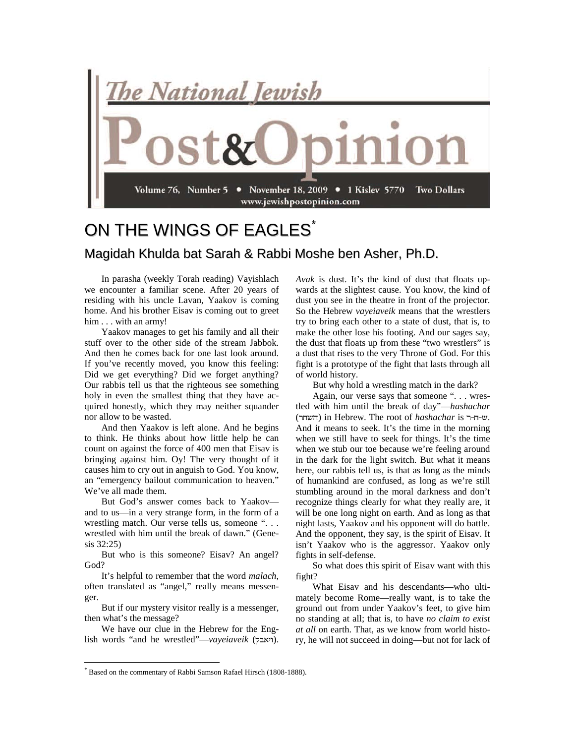# ON THE WINGS OF EAGLES*

## Magidah Khulda bat Sarah & Rabbi Moshe ben Asher, Ph.D.

In parasha (weekly Torah reading) Vayishlach we encounter a familiar scene. After 20 years of residing with his uncle Lavan, Yaakov is coming home. And his brother Eisav is coming out to greet him . . . with an army!

Yaakov manages to get his family and all their stuff over to the other side of the stream Jabbok. And then he comes back for one last look around. If you've recently moved, you know this feeling: Did we get everything? Did we forget anything? Our rabbis tell us that the righteous see something holy in even the smallest thing that they have acquired honestly, which they may neither squander nor allow to be wasted.

And then Yaakov is left alone. And he begins to think. He thinks about how little help he can count on against the force of 400 men that Eisav is bringing against him. Oy! The very thought of it causes him to cry out in anguish to God. You know, an "emergency bailout communication to heaven." We've all made them.

But God's answer comes back to Yaakov—and to us—in a very strange form, in the form of a wrestling match. Our verse tells us, someone ". . . wrestled with him until the break of dawn." (Genesis 32:25)

But who is this someone? Eisav? An angel? God?

It's helpful to remember that the word *malach*, often translated as "angel," really means messenger.

But if our mystery visitor really is a messenger, then what's the message?

We have our clue in the Hebrew for the English words "and he wrestled"—*vayeiaveik* (ויאבק). *Avak* is dust. It's the kind of dust that floats upwards at the slightest cause. You know, the kind of dust you see in the theatre in front of the projector. So the Hebrew *vayeiaveik* means that the wrestlers try to bring each other to a state of dust, that is, to make the other lose his footing. And our sages say, the dust that floats up from these "two wrestlers" is a dust that rises to the very Throne of God. For this fight is a prototype of the fight that lasts through all of world history.

But why hold a wrestling match in the dark?

Again, our verse says that someone ". . . wrestled with him until the break of day"—*hashachar* (השחר) in Hebrew. The root of *hashachar* is ש-ח-ר. And it means to seek. It's the time in the morning when we still have to seek for things. It's the time when we stub our toe because we're feeling around in the dark for the light switch. But what it means here, our rabbis tell us, is that as long as the minds of humankind are confused, as long as we're still stumbling around in the moral darkness and don't recognize things clearly for what they really are, it will be one long night on earth. And as long as that night lasts, Yaakov and his opponent will do battle. And the opponent, they say, is the spirit of Eisav. It isn't Yaakov who is the aggressor. Yaakov only fights in self-defense.

So what does this spirit of Eisav want with this fight?

What Eisav and his descendants—who ultimately become Rome—really want, is to take the ground out from under Yaakov's feet, to give him no standing at all; that is, to have *no claim to exist at all* on earth. That, as we know from world history, he will not succeed in doing—but not for lack of

---

* Based on the commentary of Rabbi Samson Rafael Hirsch (1808-1888).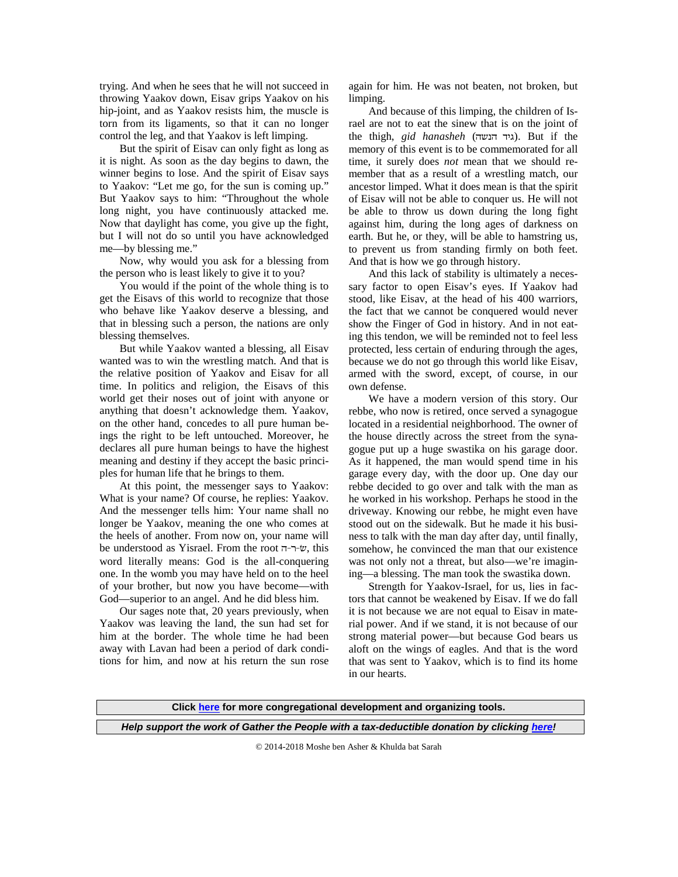trying. And when he sees that he will not succeed in throwing Yaakov down, Eisav grips Yaakov on his hip-joint, and as Yaakov resists him, the muscle is torn from its ligaments, so that it can no longer control the leg, and that Yaakov is left limping.

But the spirit of Eisav can only fight as long as it is night. As soon as the day begins to dawn, the winner begins to lose. And the spirit of Eisav says to Yaakov: "Let me go, for the sun is coming up." But Yaakov says to him: "Throughout the whole long night, you have continuously attacked me. Now that daylight has come, you give up the fight, but I will not do so until you have acknowledged me—by blessing me."

Now, why would you ask for a blessing from the person who is least likely to give it to you?

You would if the point of the whole thing is to get the Eisavs of this world to recognize that those who behave like Yaakov deserve a blessing, and that in blessing such a person, the nations are only blessing themselves.

But while Yaakov wanted a blessing, all Eisav wanted was to win the wrestling match. And that is the relative position of Yaakov and Eisav for all time. In politics and religion, the Eisavs of this world get their noses out of joint with anyone or anything that doesn't acknowledge them. Yaakov, on the other hand, concedes to all pure human beings the right to be left untouched. Moreover, he declares all pure human beings to have the highest meaning and destiny if they accept the basic principles for human life that he brings to them.

At this point, the messenger says to Yaakov: What is your name? Of course, he replies: Yaakov. And the messenger tells him: Your name shall no longer be Yaakov, meaning the one who comes at the heels of another. From now on, your name will be understood as Yisrael. From the root ה-ר-שׂ, this word literally means: God is the all-conquering one. In the womb you may have held on to the heel of your brother, but now you have become—with God—superior to an angel. And he did bless him.

Our sages note that, 20 years previously, when Yaakov was leaving the land, the sun had set for him at the border. The whole time he had been away with Lavan had been a period of dark conditions for him, and now at his return the sun rose again for him. He was not beaten, not broken, but limping.

And because of this limping, the children of Israel are not to eat the sinew that is on the joint of the thigh, *gid hanasheh* (גיד הנשה). But if the memory of this event is to be commemorated for all time, it surely does *not* mean that we should remember that as a result of a wrestling match, our ancestor limped. What it does mean is that the spirit of Eisav will not be able to conquer us. He will not be able to throw us down during the long fight against him, during the long ages of darkness on earth. But he, or they, will be able to hamstring us, to prevent us from standing firmly on both feet. And that is how we go through history.

And this lack of stability is ultimately a necessary factor to open Eisav's eyes. If Yaakov had stood, like Eisav, at the head of his 400 warriors, the fact that we cannot be conquered would never show the Finger of God in history. And in not eating this tendon, we will be reminded not to feel less protected, less certain of enduring through the ages, because we do not go through this world like Eisav, armed with the sword, except, of course, in our own defense.

We have a modern version of this story. Our rebbe, who now is retired, once served a synagogue located in a residential neighborhood. The owner of the house directly across the street from the synagogue put up a huge swastika on his garage door. As it happened, the man would spend time in his garage every day, with the door up. One day our rebbe decided to go over and talk with the man as he worked in his workshop. Perhaps he stood in the driveway. Knowing our rebbe, he might even have stood out on the sidewalk. But he made it his business to talk with the man day after day, until finally, somehow, he convinced the man that our existence was not only not a threat, but also—we're imagining—a blessing. The man took the swastika down.

Strength for Yaakov-Israel, for us, lies in factors that cannot be weakened by Eisav. If we do fall it is not because we are not equal to Eisav in material power. And if we stand, it is not because of our strong material power—but because God bears us aloft on the wings of eagles. And that is the word that was sent to Yaakov, which is to find its home in our hearts.

**Click here for more congregational development and organizing tools.**

***Help support the work of Gather the People with a tax-deductible donation by clicking here!***

© 2014-2018 Moshe ben Asher & Khulda bat Sarah